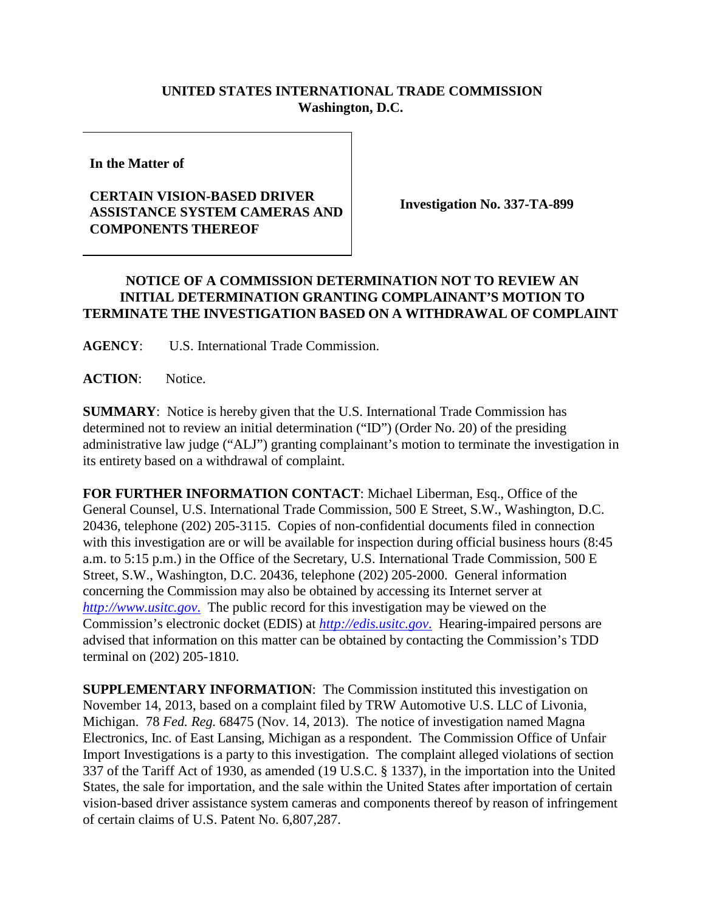**UNITED STATES INTERNATIONAL TRADE COMMISSION**
**Washington, D.C.**

| In the Matter of<br><br>**CERTAIN VISION-BASED DRIVER ASSISTANCE SYSTEM CAMERAS AND COMPONENTS THEREOF** | **Investigation No. 337-TA-899** |
|---|---|

## NOTICE OF A COMMISSION DETERMINATION NOT TO REVIEW AN INITIAL DETERMINATION GRANTING COMPLAINANT'S MOTION TO TERMINATE THE INVESTIGATION BASED ON A WITHDRAWAL OF COMPLAINT

**AGENCY**: U.S. International Trade Commission.

**ACTION**: Notice.

**SUMMARY**: Notice is hereby given that the U.S. International Trade Commission has determined not to review an initial determination ("ID") (Order No. 20) of the presiding administrative law judge ("ALJ") granting complainant's motion to terminate the investigation in its entirety based on a withdrawal of complaint.

**FOR FURTHER INFORMATION CONTACT**: Michael Liberman, Esq., Office of the General Counsel, U.S. International Trade Commission, 500 E Street, S.W., Washington, D.C. 20436, telephone (202) 205-3115. Copies of non-confidential documents filed in connection with this investigation are or will be available for inspection during official business hours (8:45 a.m. to 5:15 p.m.) in the Office of the Secretary, U.S. International Trade Commission, 500 E Street, S.W., Washington, D.C. 20436, telephone (202) 205-2000. General information concerning the Commission may also be obtained by accessing its Internet server at *http://www.usitc.gov*. The public record for this investigation may be viewed on the Commission's electronic docket (EDIS) at *http://edis.usitc.gov*. Hearing-impaired persons are advised that information on this matter can be obtained by contacting the Commission's TDD terminal on (202) 205-1810.

**SUPPLEMENTARY INFORMATION**: The Commission instituted this investigation on November 14, 2013, based on a complaint filed by TRW Automotive U.S. LLC of Livonia, Michigan. 78 *Fed. Reg.* 68475 (Nov. 14, 2013). The notice of investigation named Magna Electronics, Inc. of East Lansing, Michigan as a respondent. The Commission Office of Unfair Import Investigations is a party to this investigation. The complaint alleged violations of section 337 of the Tariff Act of 1930, as amended (19 U.S.C. § 1337), in the importation into the United States, the sale for importation, and the sale within the United States after importation of certain vision-based driver assistance system cameras and components thereof by reason of infringement of certain claims of U.S. Patent No. 6,807,287.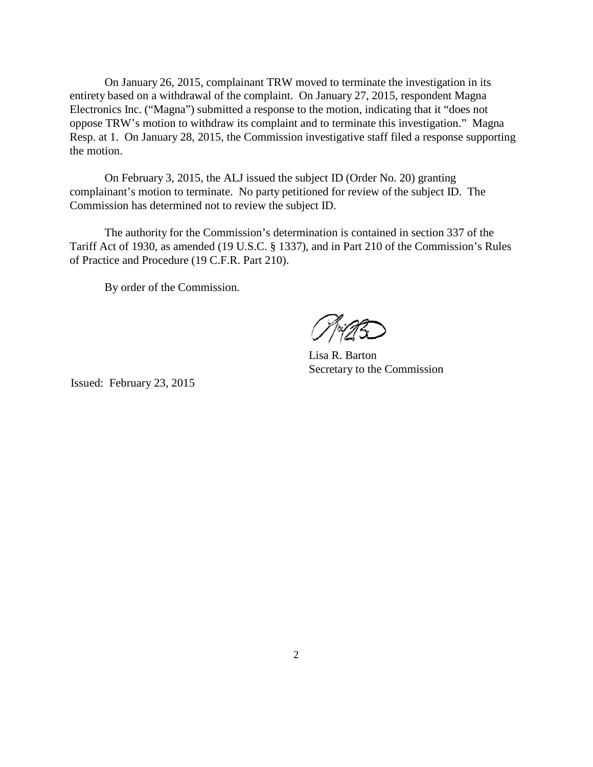On January 26, 2015, complainant TRW moved to terminate the investigation in its entirety based on a withdrawal of the complaint. On January 27, 2015, respondent Magna Electronics Inc. ("Magna") submitted a response to the motion, indicating that it "does not oppose TRW's motion to withdraw its complaint and to terminate this investigation." Magna Resp. at 1. On January 28, 2015, the Commission investigative staff filed a response supporting the motion.

On February 3, 2015, the ALJ issued the subject ID (Order No. 20) granting complainant's motion to terminate. No party petitioned for review of the subject ID. The Commission has determined not to review the subject ID.

The authority for the Commission's determination is contained in section 337 of the Tariff Act of 1930, as amended (19 U.S.C. § 1337), and in Part 210 of the Commission's Rules of Practice and Procedure (19 C.F.R. Part 210).

By order of the Commission.

Lisa R. Barton
Secretary to the Commission

Issued: February 23, 2015